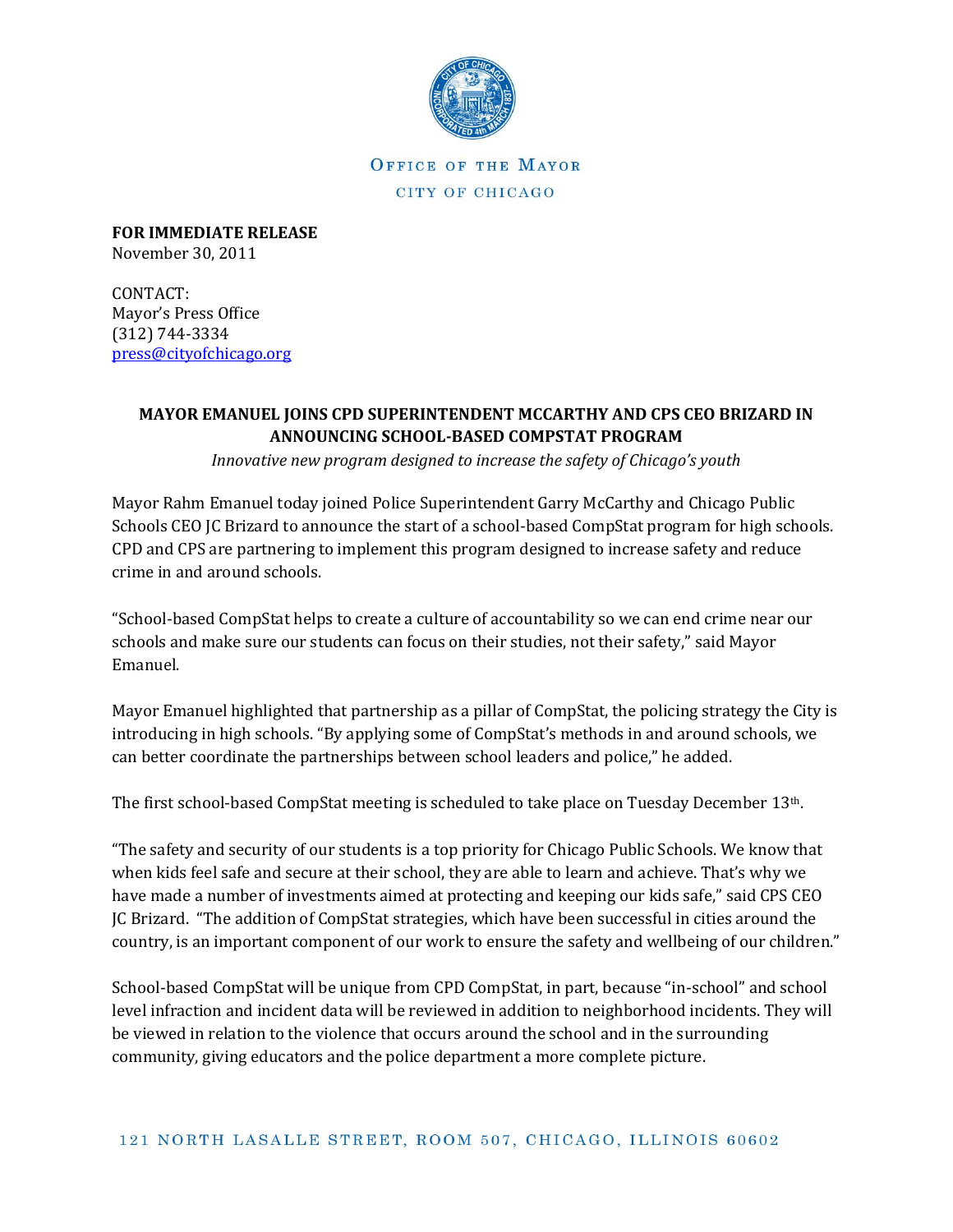OFFICE OF THE MAYOR

CITY OF CHICAGO

**FOR IMMEDIATE RELEASE**
November 30, 2011

CONTACT:
Mayor's Press Office
(312) 744-3334
press@cityofchicago.org

## MAYOR EMANUEL JOINS CPD SUPERINTENDENT MCCARTHY AND CPS CEO BRIZARD IN ANNOUNCING SCHOOL-BASED COMPSTAT PROGRAM

*Innovative new program designed to increase the safety of Chicago's youth*

Mayor Rahm Emanuel today joined Police Superintendent Garry McCarthy and Chicago Public Schools CEO JC Brizard to announce the start of a school-based CompStat program for high schools. CPD and CPS are partnering to implement this program designed to increase safety and reduce crime in and around schools.

"School-based CompStat helps to create a culture of accountability so we can end crime near our schools and make sure our students can focus on their studies, not their safety," said Mayor Emanuel.

Mayor Emanuel highlighted that partnership as a pillar of CompStat, the policing strategy the City is introducing in high schools. "By applying some of CompStat's methods in and around schools, we can better coordinate the partnerships between school leaders and police," he added.

The first school-based CompStat meeting is scheduled to take place on Tuesday December 13th.

"The safety and security of our students is a top priority for Chicago Public Schools. We know that when kids feel safe and secure at their school, they are able to learn and achieve. That's why we have made a number of investments aimed at protecting and keeping our kids safe," said CPS CEO JC Brizard. "The addition of CompStat strategies, which have been successful in cities around the country, is an important component of our work to ensure the safety and wellbeing of our children."

School-based CompStat will be unique from CPD CompStat, in part, because "in-school" and school level infraction and incident data will be reviewed in addition to neighborhood incidents. They will be viewed in relation to the violence that occurs around the school and in the surrounding community, giving educators and the police department a more complete picture.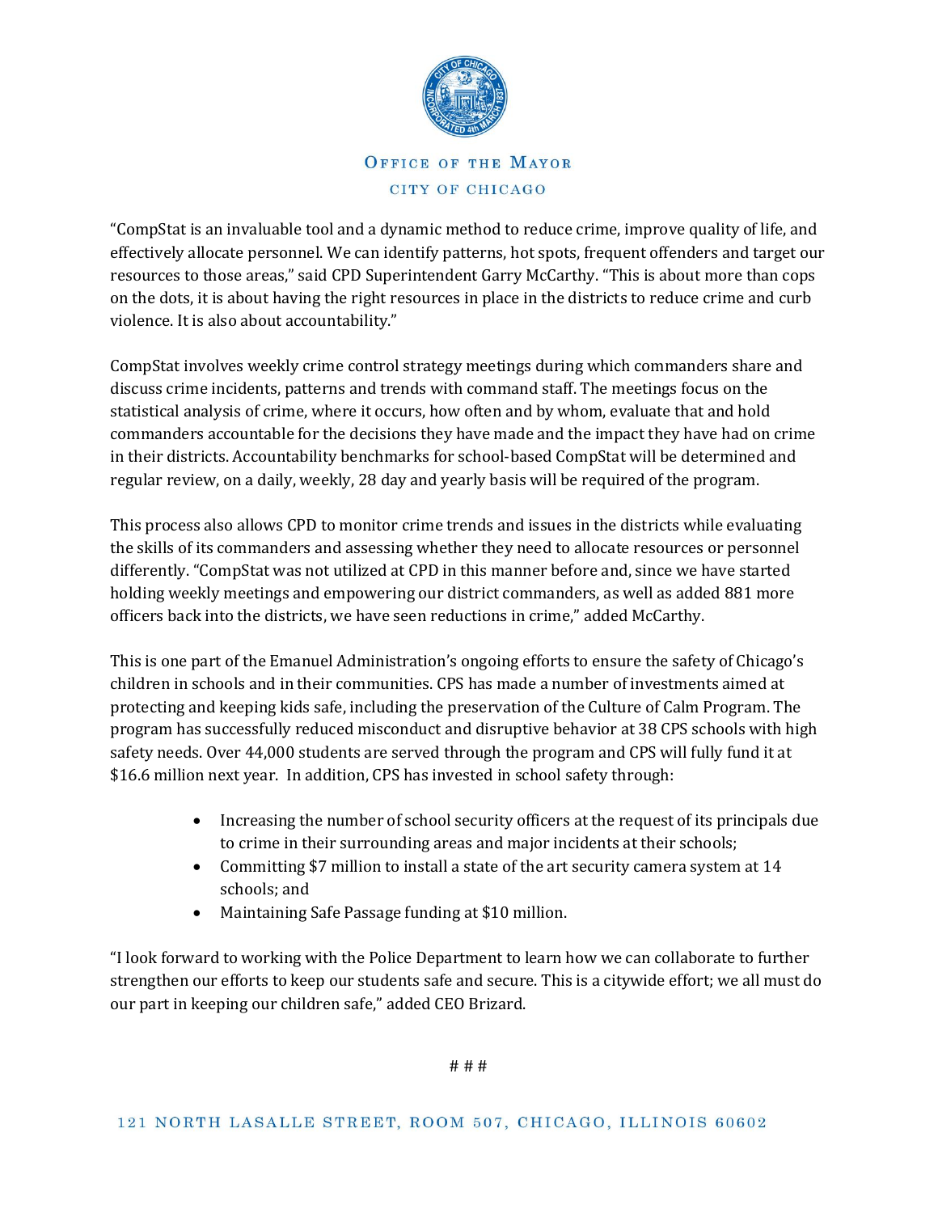OFFICE OF THE MAYOR
CITY OF CHICAGO

"CompStat is an invaluable tool and a dynamic method to reduce crime, improve quality of life, and effectively allocate personnel. We can identify patterns, hot spots, frequent offenders and target our resources to those areas," said CPD Superintendent Garry McCarthy. "This is about more than cops on the dots, it is about having the right resources in place in the districts to reduce crime and curb violence. It is also about accountability."

CompStat involves weekly crime control strategy meetings during which commanders share and discuss crime incidents, patterns and trends with command staff. The meetings focus on the statistical analysis of crime, where it occurs, how often and by whom, evaluate that and hold commanders accountable for the decisions they have made and the impact they have had on crime in their districts. Accountability benchmarks for school-based CompStat will be determined and regular review, on a daily, weekly, 28 day and yearly basis will be required of the program.

This process also allows CPD to monitor crime trends and issues in the districts while evaluating the skills of its commanders and assessing whether they need to allocate resources or personnel differently. "CompStat was not utilized at CPD in this manner before and, since we have started holding weekly meetings and empowering our district commanders, as well as added 881 more officers back into the districts, we have seen reductions in crime," added McCarthy.

This is one part of the Emanuel Administration's ongoing efforts to ensure the safety of Chicago's children in schools and in their communities. CPS has made a number of investments aimed at protecting and keeping kids safe, including the preservation of the Culture of Calm Program. The program has successfully reduced misconduct and disruptive behavior at 38 CPS schools with high safety needs. Over 44,000 students are served through the program and CPS will fully fund it at $16.6 million next year. In addition, CPS has invested in school safety through:

- Increasing the number of school security officers at the request of its principals due to crime in their surrounding areas and major incidents at their schools;
- Committing $7 million to install a state of the art security camera system at 14 schools; and
- Maintaining Safe Passage funding at $10 million.

"I look forward to working with the Police Department to learn how we can collaborate to further strengthen our efforts to keep our students safe and secure. This is a citywide effort; we all must do our part in keeping our children safe," added CEO Brizard.

# # #

121 NORTH LASALLE STREET, ROOM 507, CHICAGO, ILLINOIS 60602